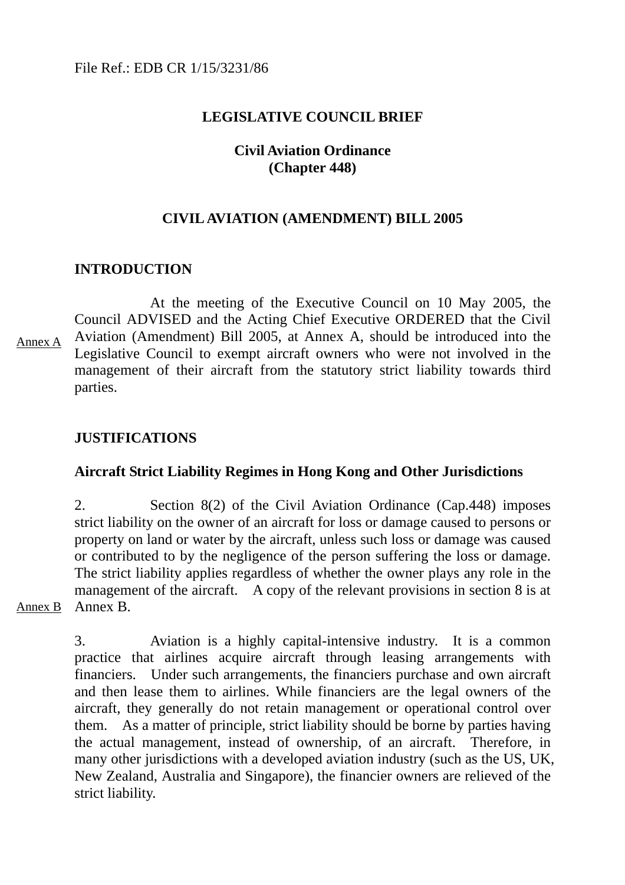File Ref.: EDB CR 1/15/3231/86

**LEGISLATIVE COUNCIL BRIEF**

**Civil Aviation Ordinance**
**(Chapter 448)**

**CIVIL AVIATION (AMENDMENT) BILL 2005**

## INTRODUCTION

At the meeting of the Executive Council on 10 May 2005, the Council ADVISED and the Acting Chief Executive ORDERED that the Civil Aviation (Amendment) Bill 2005, at Annex A, should be introduced into the Legislative Council to exempt aircraft owners who were not involved in the management of their aircraft from the statutory strict liability towards third parties.

Annex A

## JUSTIFICATIONS

### Aircraft Strict Liability Regimes in Hong Kong and Other Jurisdictions

2. Section 8(2) of the Civil Aviation Ordinance (Cap.448) imposes strict liability on the owner of an aircraft for loss or damage caused to persons or property on land or water by the aircraft, unless such loss or damage was caused or contributed to by the negligence of the person suffering the loss or damage. The strict liability applies regardless of whether the owner plays any role in the management of the aircraft. A copy of the relevant provisions in section 8 is at Annex B.

Annex B

3. Aviation is a highly capital-intensive industry. It is a common practice that airlines acquire aircraft through leasing arrangements with financiers. Under such arrangements, the financiers purchase and own aircraft and then lease them to airlines. While financiers are the legal owners of the aircraft, they generally do not retain management or operational control over them. As a matter of principle, strict liability should be borne by parties having the actual management, instead of ownership, of an aircraft. Therefore, in many other jurisdictions with a developed aviation industry (such as the US, UK, New Zealand, Australia and Singapore), the financier owners are relieved of the strict liability.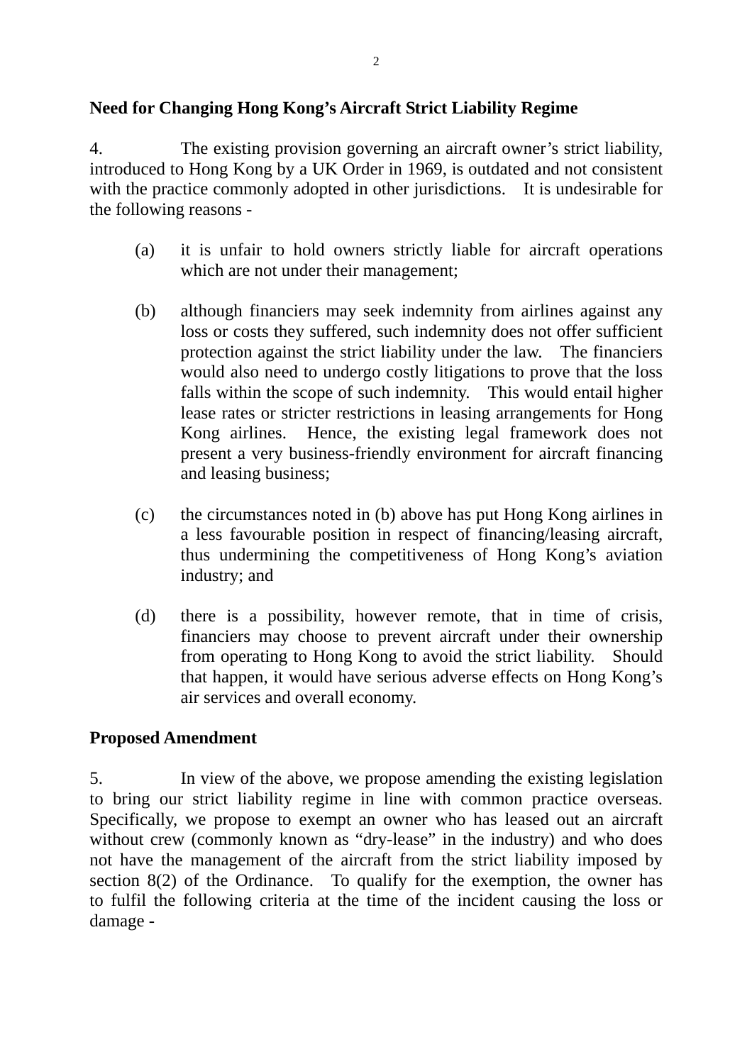**Need for Changing Hong Kong's Aircraft Strict Liability Regime**

4. The existing provision governing an aircraft owner's strict liability, introduced to Hong Kong by a UK Order in 1969, is outdated and not consistent with the practice commonly adopted in other jurisdictions. It is undesirable for the following reasons -

(a) it is unfair to hold owners strictly liable for aircraft operations which are not under their management;

(b) although financiers may seek indemnity from airlines against any loss or costs they suffered, such indemnity does not offer sufficient protection against the strict liability under the law. The financiers would also need to undergo costly litigations to prove that the loss falls within the scope of such indemnity. This would entail higher lease rates or stricter restrictions in leasing arrangements for Hong Kong airlines. Hence, the existing legal framework does not present a very business-friendly environment for aircraft financing and leasing business;

(c) the circumstances noted in (b) above has put Hong Kong airlines in a less favourable position in respect of financing/leasing aircraft, thus undermining the competitiveness of Hong Kong's aviation industry; and

(d) there is a possibility, however remote, that in time of crisis, financiers may choose to prevent aircraft under their ownership from operating to Hong Kong to avoid the strict liability. Should that happen, it would have serious adverse effects on Hong Kong's air services and overall economy.

**Proposed Amendment**

5. In view of the above, we propose amending the existing legislation to bring our strict liability regime in line with common practice overseas. Specifically, we propose to exempt an owner who has leased out an aircraft without crew (commonly known as "dry-lease" in the industry) and who does not have the management of the aircraft from the strict liability imposed by section 8(2) of the Ordinance. To qualify for the exemption, the owner has to fulfil the following criteria at the time of the incident causing the loss or damage -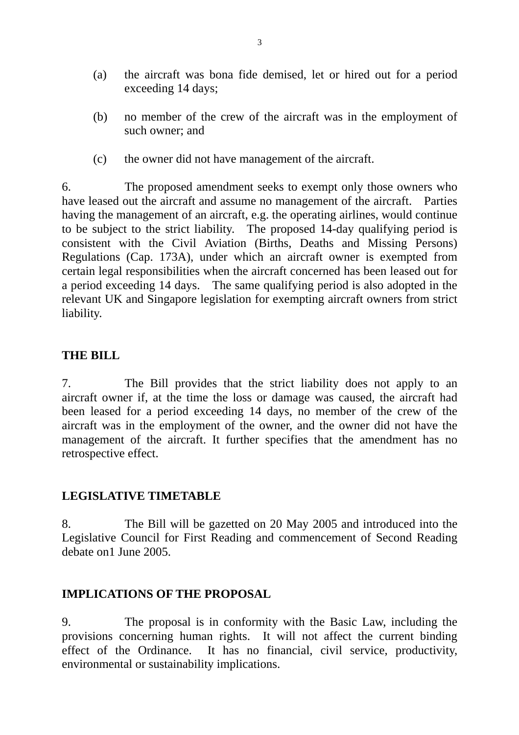(a) the aircraft was bona fide demised, let or hired out for a period exceeding 14 days;

(b) no member of the crew of the aircraft was in the employment of such owner; and

(c) the owner did not have management of the aircraft.

6. The proposed amendment seeks to exempt only those owners who have leased out the aircraft and assume no management of the aircraft. Parties having the management of an aircraft, e.g. the operating airlines, would continue to be subject to the strict liability. The proposed 14-day qualifying period is consistent with the Civil Aviation (Births, Deaths and Missing Persons) Regulations (Cap. 173A), under which an aircraft owner is exempted from certain legal responsibilities when the aircraft concerned has been leased out for a period exceeding 14 days. The same qualifying period is also adopted in the relevant UK and Singapore legislation for exempting aircraft owners from strict liability.

**THE BILL**

7. The Bill provides that the strict liability does not apply to an aircraft owner if, at the time the loss or damage was caused, the aircraft had been leased for a period exceeding 14 days, no member of the crew of the aircraft was in the employment of the owner, and the owner did not have the management of the aircraft. It further specifies that the amendment has no retrospective effect.

**LEGISLATIVE TIMETABLE**

8. The Bill will be gazetted on 20 May 2005 and introduced into the Legislative Council for First Reading and commencement of Second Reading debate on1 June 2005.

**IMPLICATIONS OF THE PROPOSAL**

9. The proposal is in conformity with the Basic Law, including the provisions concerning human rights. It will not affect the current binding effect of the Ordinance. It has no financial, civil service, productivity, environmental or sustainability implications.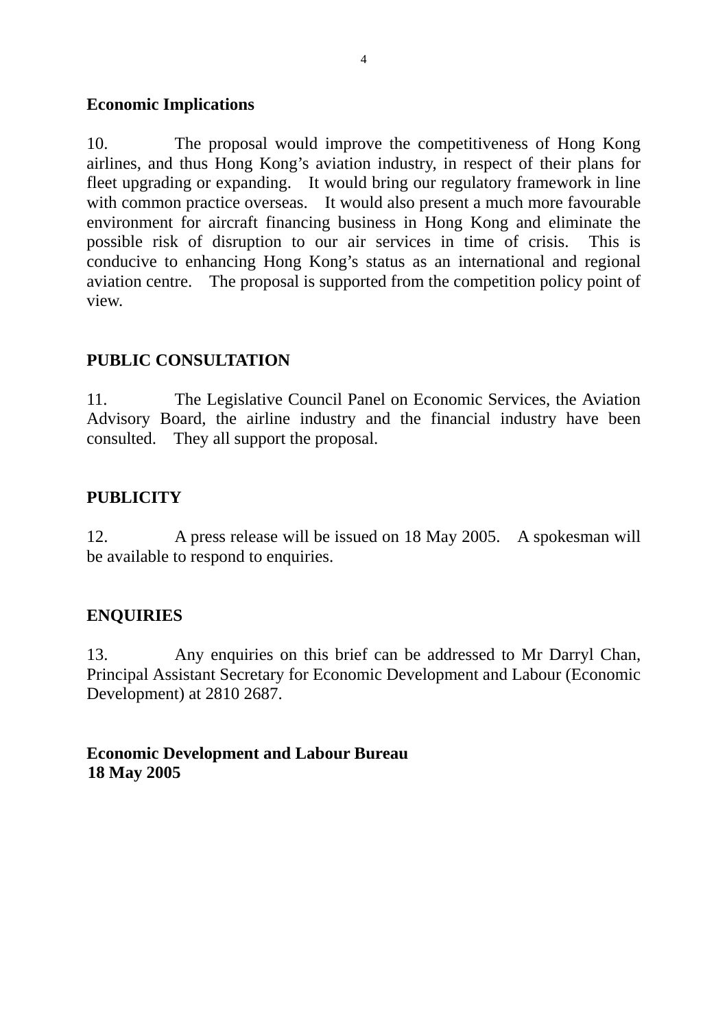**Economic Implications**

10. The proposal would improve the competitiveness of Hong Kong airlines, and thus Hong Kong's aviation industry, in respect of their plans for fleet upgrading or expanding. It would bring our regulatory framework in line with common practice overseas. It would also present a much more favourable environment for aircraft financing business in Hong Kong and eliminate the possible risk of disruption to our air services in time of crisis. This is conducive to enhancing Hong Kong's status as an international and regional aviation centre. The proposal is supported from the competition policy point of view.

## PUBLIC CONSULTATION

11. The Legislative Council Panel on Economic Services, the Aviation Advisory Board, the airline industry and the financial industry have been consulted. They all support the proposal.

## PUBLICITY

12. A press release will be issued on 18 May 2005. A spokesman will be available to respond to enquiries.

## ENQUIRIES

13. Any enquiries on this brief can be addressed to Mr Darryl Chan, Principal Assistant Secretary for Economic Development and Labour (Economic Development) at 2810 2687.

**Economic Development and Labour Bureau**
**18 May 2005**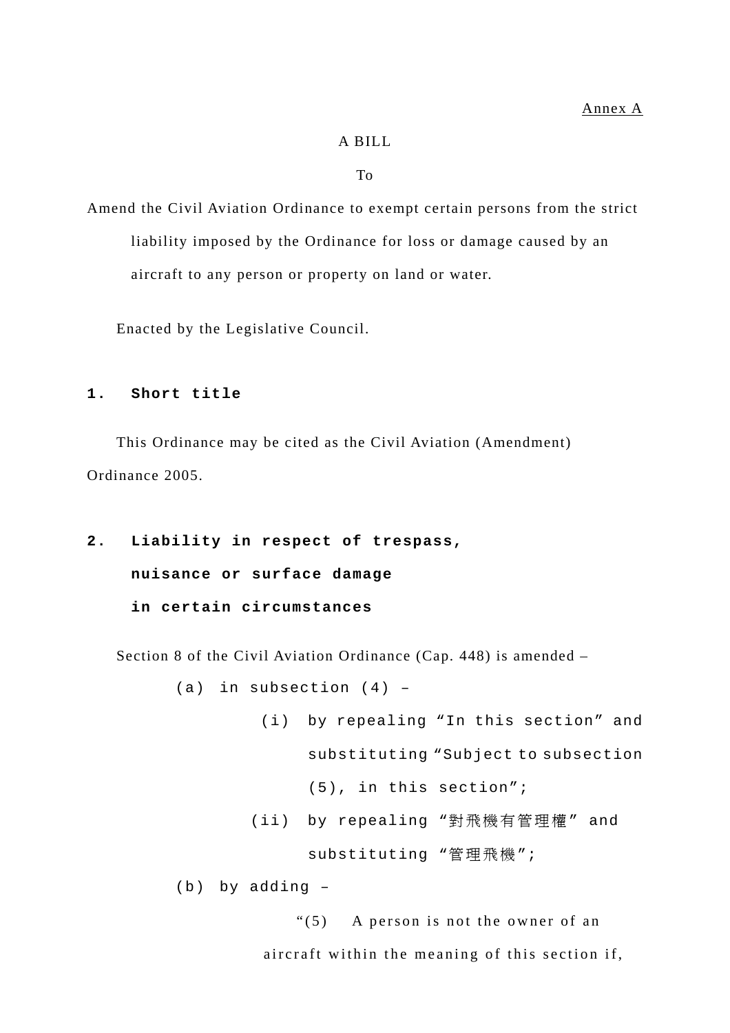Annex A

A BILL

To

Amend the Civil Aviation Ordinance to exempt certain persons from the strict liability imposed by the Ordinance for loss or damage caused by an aircraft to any person or property on land or water.

Enacted by the Legislative Council.

**1. Short title**

This Ordinance may be cited as the Civil Aviation (Amendment) Ordinance 2005.

**2. Liability in respect of trespass, nuisance or surface damage in certain circumstances**

Section 8 of the Civil Aviation Ordinance (Cap. 448) is amended –

(a) in subsection (4) –

(i) by repealing "In this section" and substituting "Subject to subsection (5), in this section";

(ii) by repealing "對飛機有管理權" and substituting "管理飛機";

(b) by adding –

"(5) A person is not the owner of an aircraft within the meaning of this section if,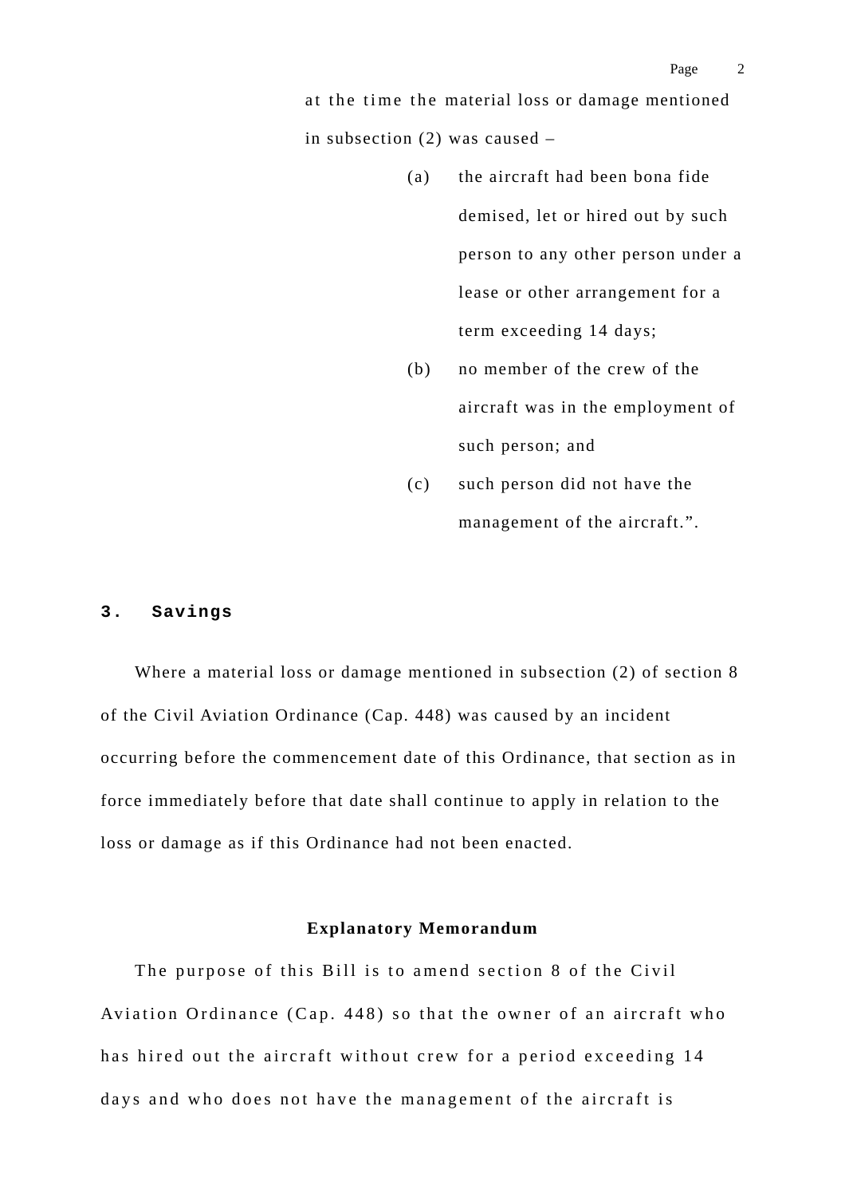at the time the material loss or damage mentioned in subsection (2) was caused –

(a) the aircraft had been bona fide demised, let or hired out by such person to any other person under a lease or other arrangement for a term exceeding 14 days;

(b) no member of the crew of the aircraft was in the employment of such person; and

(c) such person did not have the management of the aircraft.”.

## 3. Savings

Where a material loss or damage mentioned in subsection (2) of section 8 of the Civil Aviation Ordinance (Cap. 448) was caused by an incident occurring before the commencement date of this Ordinance, that section as in force immediately before that date shall continue to apply in relation to the loss or damage as if this Ordinance had not been enacted.

### Explanatory Memorandum

The purpose of this Bill is to amend section 8 of the Civil Aviation Ordinance (Cap. 448) so that the owner of an aircraft who has hired out the aircraft without crew for a period exceeding 14 days and who does not have the management of the aircraft is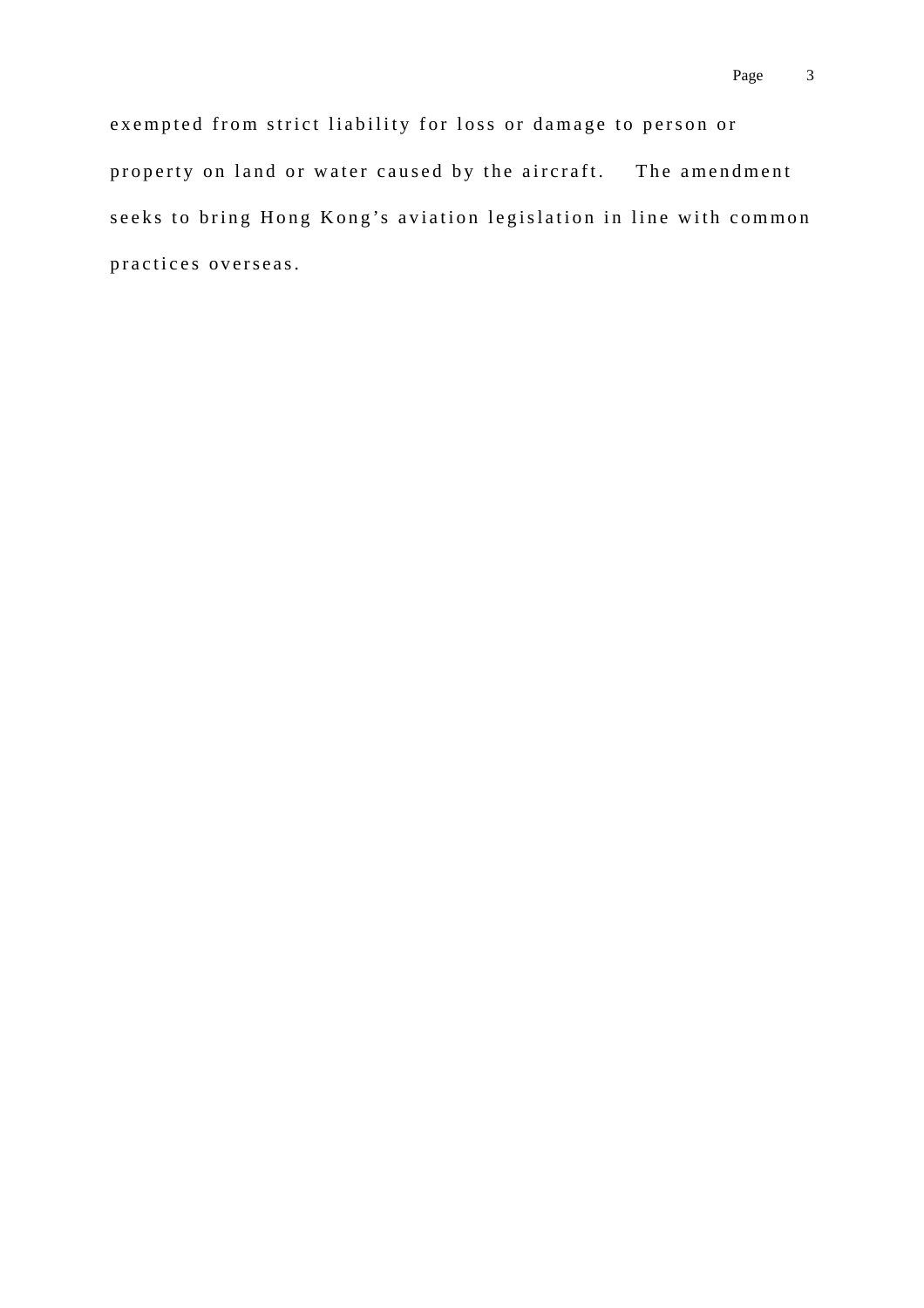exempted from strict liability for loss or damage to person or property on land or water caused by the aircraft. The amendment seeks to bring Hong Kong's aviation legislation in line with common practices overseas.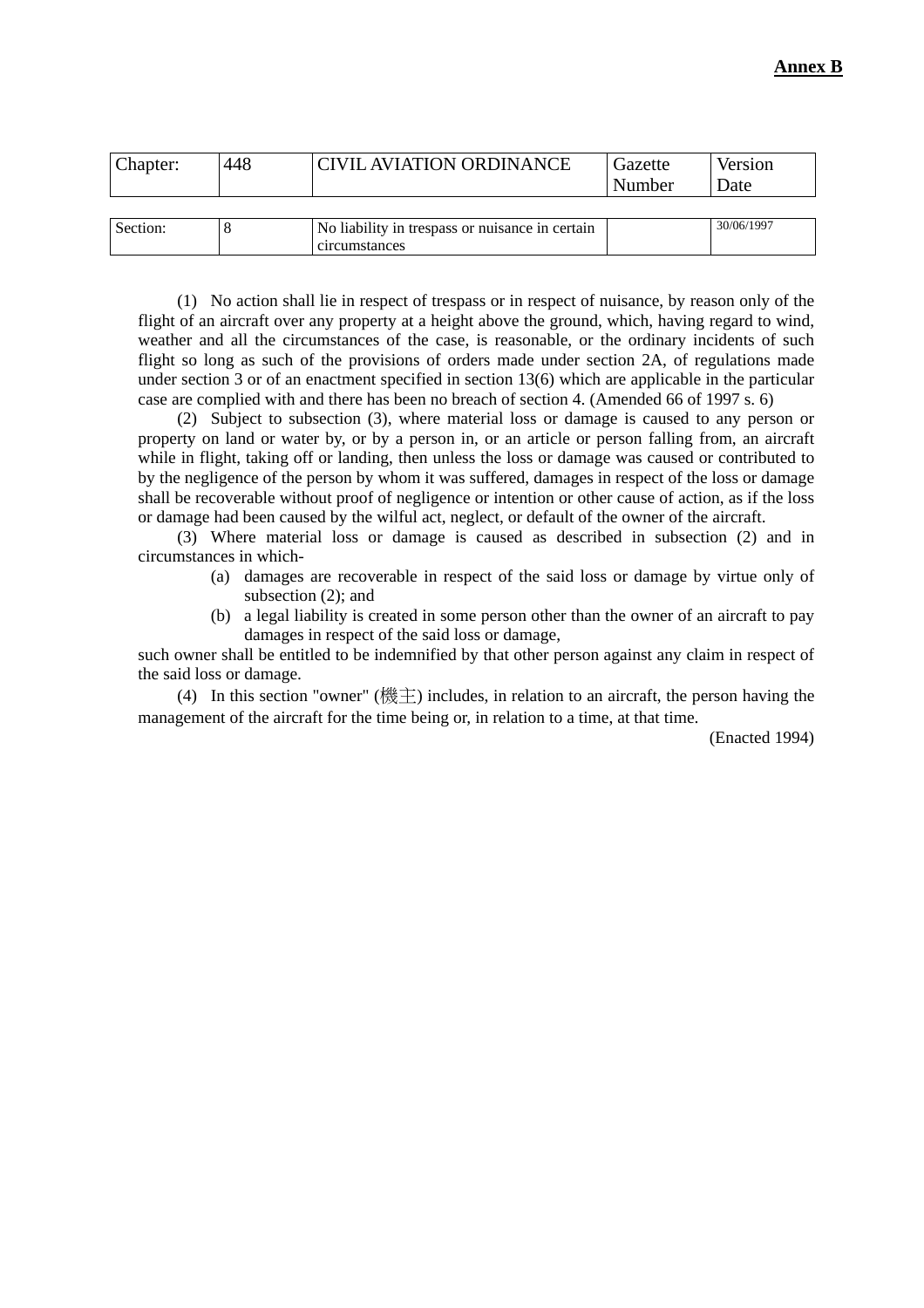**Annex B**

| Chapter: | 448 | CIVIL AVIATION ORDINANCE | Gazette Number | Version Date |
|---|---|---|---|---|
| Section: | 8 | No liability in trespass or nuisance in certain circumstances | | 30/06/1997 |

(1) No action shall lie in respect of trespass or in respect of nuisance, by reason only of the flight of an aircraft over any property at a height above the ground, which, having regard to wind, weather and all the circumstances of the case, is reasonable, or the ordinary incidents of such flight so long as such of the provisions of orders made under section 2A, of regulations made under section 3 or of an enactment specified in section 13(6) which are applicable in the particular case are complied with and there has been no breach of section 4. (Amended 66 of 1997 s. 6)

(2) Subject to subsection (3), where material loss or damage is caused to any person or property on land or water by, or by a person in, or an article or person falling from, an aircraft while in flight, taking off or landing, then unless the loss or damage was caused or contributed to by the negligence of the person by whom it was suffered, damages in respect of the loss or damage shall be recoverable without proof of negligence or intention or other cause of action, as if the loss or damage had been caused by the wilful act, neglect, or default of the owner of the aircraft.

(3) Where material loss or damage is caused as described in subsection (2) and in circumstances in which-

- (a) damages are recoverable in respect of the said loss or damage by virtue only of subsection (2); and
- (b) a legal liability is created in some person other than the owner of an aircraft to pay damages in respect of the said loss or damage,

such owner shall be entitled to be indemnified by that other person against any claim in respect of the said loss or damage.

(4) In this section "owner" (機主) includes, in relation to an aircraft, the person having the management of the aircraft for the time being or, in relation to a time, at that time.

(Enacted 1994)